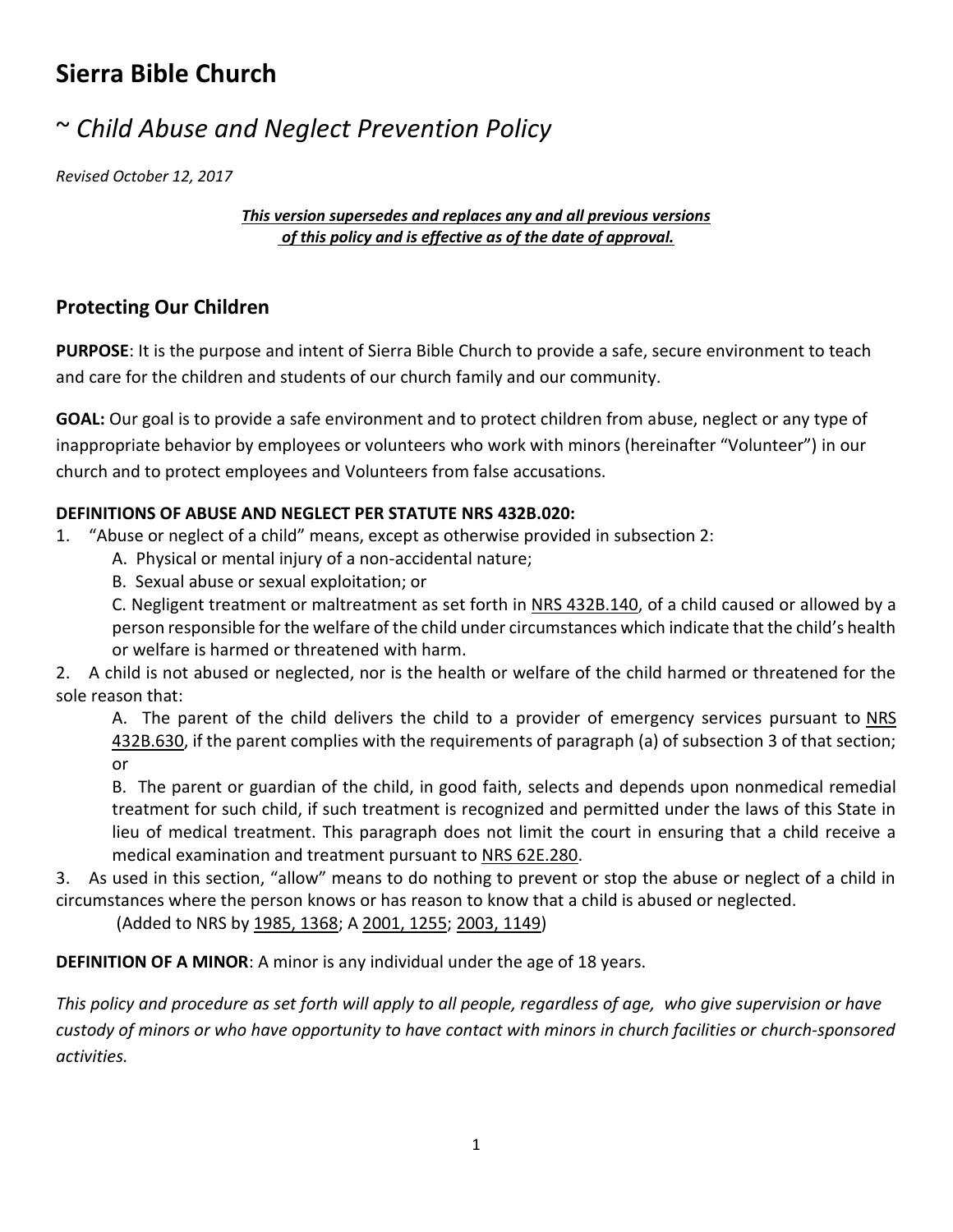# Sierra Bible Church

## ~ *Child Abuse and Neglect Prevention Policy*

*Revised October 12, 2017*

***This version supersedes and replaces any and all previous versions of this policy and is effective as of the date of approval.***

## Protecting Our Children

**PURPOSE**: It is the purpose and intent of Sierra Bible Church to provide a safe, secure environment to teach and care for the children and students of our church family and our community.

**GOAL:** Our goal is to provide a safe environment and to protect children from abuse, neglect or any type of inappropriate behavior by employees or volunteers who work with minors (hereinafter "Volunteer") in our church and to protect employees and Volunteers from false accusations.

**DEFINITIONS OF ABUSE AND NEGLECT PER STATUTE NRS 432B.020:**

1. "Abuse or neglect of a child" means, except as otherwise provided in subsection 2:
   - A. Physical or mental injury of a non-accidental nature;
   - B. Sexual abuse or sexual exploitation; or
   - C. Negligent treatment or maltreatment as set forth in NRS 432B.140, of a child caused or allowed by a person responsible for the welfare of the child under circumstances which indicate that the child's health or welfare is harmed or threatened with harm.
2. A child is not abused or neglected, nor is the health or welfare of the child harmed or threatened for the sole reason that:
   - A. The parent of the child delivers the child to a provider of emergency services pursuant to NRS 432B.630, if the parent complies with the requirements of paragraph (a) of subsection 3 of that section; or
   - B. The parent or guardian of the child, in good faith, selects and depends upon nonmedical remedial treatment for such child, if such treatment is recognized and permitted under the laws of this State in lieu of medical treatment. This paragraph does not limit the court in ensuring that a child receive a medical examination and treatment pursuant to NRS 62E.280.
3. As used in this section, "allow" means to do nothing to prevent or stop the abuse or neglect of a child in circumstances where the person knows or has reason to know that a child is abused or neglected.

   (Added to NRS by 1985, 1368; A 2001, 1255; 2003, 1149)

**DEFINITION OF A MINOR**: A minor is any individual under the age of 18 years.

*This policy and procedure as set forth will apply to all people, regardless of age, who give supervision or have custody of minors or who have opportunity to have contact with minors in church facilities or church-sponsored activities.*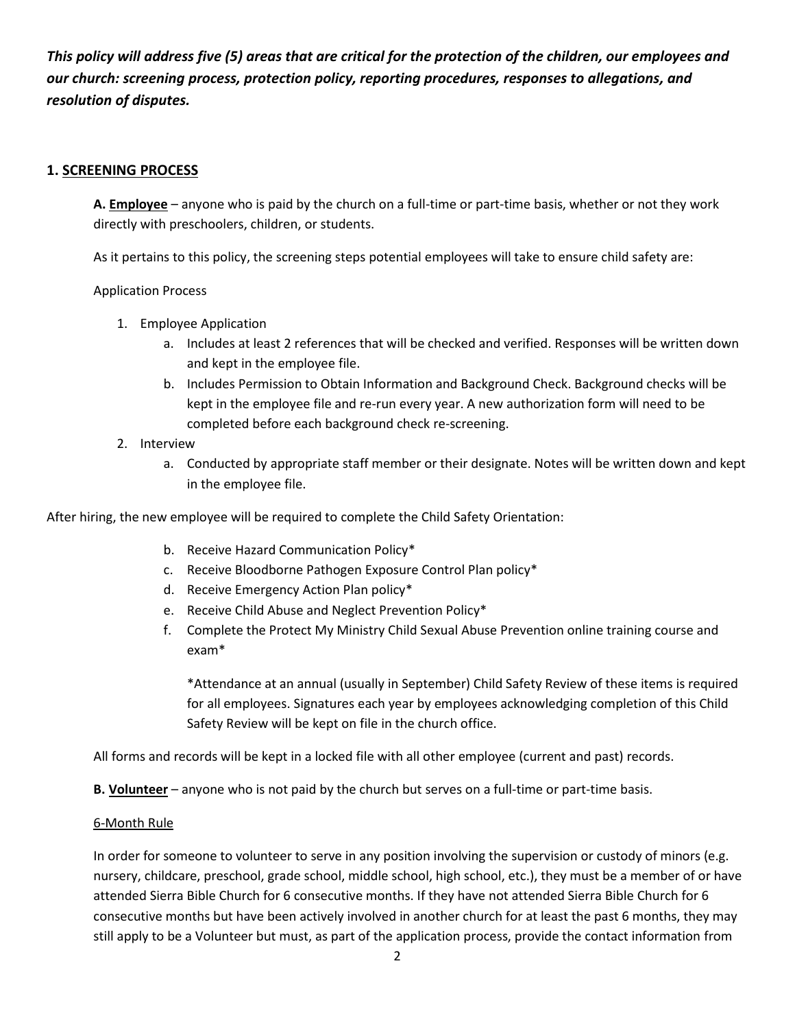***This policy will address five (5) areas that are critical for the protection of the children, our employees and our church: screening process, protection policy, reporting procedures, responses to allegations, and resolution of disputes.***

## 1. <u>SCREENING PROCESS</u>

**A. <u>Employee</u>** – anyone who is paid by the church on a full-time or part-time basis, whether or not they work directly with preschoolers, children, or students.

As it pertains to this policy, the screening steps potential employees will take to ensure child safety are:

Application Process

1. Employee Application
   a. Includes at least 2 references that will be checked and verified. Responses will be written down and kept in the employee file.
   b. Includes Permission to Obtain Information and Background Check. Background checks will be kept in the employee file and re-run every year. A new authorization form will need to be completed before each background check re-screening.
2. Interview
   a. Conducted by appropriate staff member or their designate. Notes will be written down and kept in the employee file.

After hiring, the new employee will be required to complete the Child Safety Orientation:

b. Receive Hazard Communication Policy*
c. Receive Bloodborne Pathogen Exposure Control Plan policy*
d. Receive Emergency Action Plan policy*
e. Receive Child Abuse and Neglect Prevention Policy*
f. Complete the Protect My Ministry Child Sexual Abuse Prevention online training course and exam*

*Attendance at an annual (usually in September) Child Safety Review of these items is required for all employees. Signatures each year by employees acknowledging completion of this Child Safety Review will be kept on file in the church office.

All forms and records will be kept in a locked file with all other employee (current and past) records.

**B. <u>Volunteer</u>** – anyone who is not paid by the church but serves on a full-time or part-time basis.

<u>6-Month Rule</u>

In order for someone to volunteer to serve in any position involving the supervision or custody of minors (e.g. nursery, childcare, preschool, grade school, middle school, high school, etc.), they must be a member of or have attended Sierra Bible Church for 6 consecutive months. If they have not attended Sierra Bible Church for 6 consecutive months but have been actively involved in another church for at least the past 6 months, they may still apply to be a Volunteer but must, as part of the application process, provide the contact information from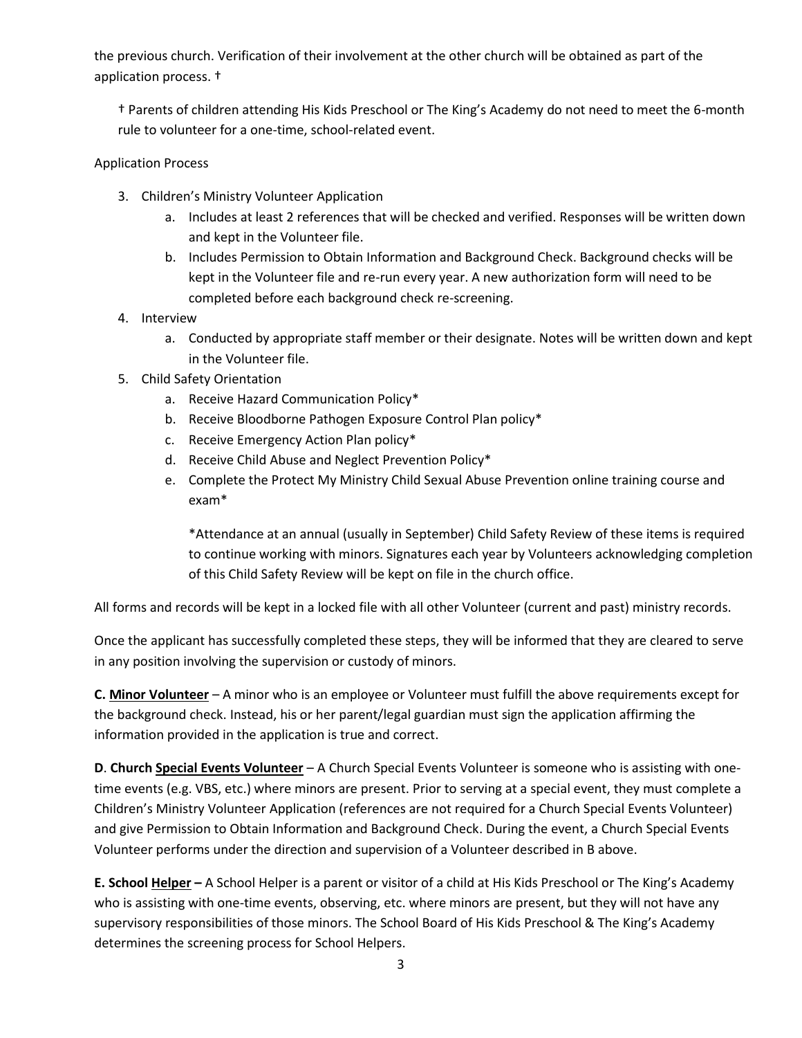the previous church. Verification of their involvement at the other church will be obtained as part of the application process. †

> † Parents of children attending His Kids Preschool or The King's Academy do not need to meet the 6-month rule to volunteer for a one-time, school-related event.

Application Process

3. Children's Ministry Volunteer Application
   a. Includes at least 2 references that will be checked and verified. Responses will be written down and kept in the Volunteer file.
   b. Includes Permission to Obtain Information and Background Check. Background checks will be kept in the Volunteer file and re-run every year. A new authorization form will need to be completed before each background check re-screening.
4. Interview
   a. Conducted by appropriate staff member or their designate. Notes will be written down and kept in the Volunteer file.
5. Child Safety Orientation
   a. Receive Hazard Communication Policy*
   b. Receive Bloodborne Pathogen Exposure Control Plan policy*
   c. Receive Emergency Action Plan policy*
   d. Receive Child Abuse and Neglect Prevention Policy*
   e. Complete the Protect My Ministry Child Sexual Abuse Prevention online training course and exam*

      *Attendance at an annual (usually in September) Child Safety Review of these items is required to continue working with minors. Signatures each year by Volunteers acknowledging completion of this Child Safety Review will be kept on file in the church office.

All forms and records will be kept in a locked file with all other Volunteer (current and past) ministry records.

Once the applicant has successfully completed these steps, they will be informed that they are cleared to serve in any position involving the supervision or custody of minors.

**C. <u>Minor Volunteer</u>** – A minor who is an employee or Volunteer must fulfill the above requirements except for the background check. Instead, his or her parent/legal guardian must sign the application affirming the information provided in the application is true and correct.

**D. Church <u>Special Events Volunteer</u>** – A Church Special Events Volunteer is someone who is assisting with one-time events (e.g. VBS, etc.) where minors are present. Prior to serving at a special event, they must complete a Children's Ministry Volunteer Application (references are not required for a Church Special Events Volunteer) and give Permission to Obtain Information and Background Check. During the event, a Church Special Events Volunteer performs under the direction and supervision of a Volunteer described in B above.

**E. School <u>Helper</u> –** A School Helper is a parent or visitor of a child at His Kids Preschool or The King's Academy who is assisting with one-time events, observing, etc. where minors are present, but they will not have any supervisory responsibilities of those minors. The School Board of His Kids Preschool & The King's Academy determines the screening process for School Helpers.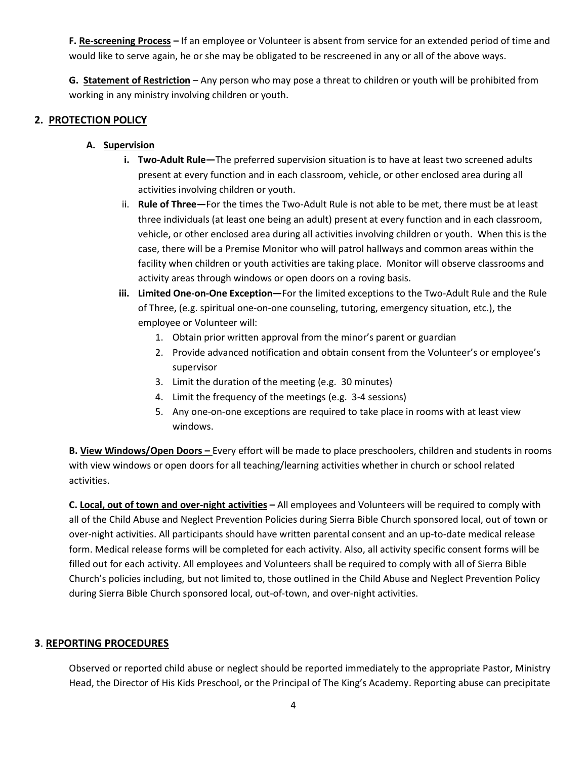**F. Re-screening Process –** If an employee or Volunteer is absent from service for an extended period of time and would like to serve again, he or she may be obligated to be rescreened in any or all of the above ways.

**G. Statement of Restriction** – Any person who may pose a threat to children or youth will be prohibited from working in any ministry involving children or youth.

## 2. PROTECTION POLICY

### A. Supervision

i. **Two-Adult Rule—**The preferred supervision situation is to have at least two screened adults present at every function and in each classroom, vehicle, or other enclosed area during all activities involving children or youth.

ii. **Rule of Three—**For the times the Two-Adult Rule is not able to be met, there must be at least three individuals (at least one being an adult) present at every function and in each classroom, vehicle, or other enclosed area during all activities involving children or youth. When this is the case, there will be a Premise Monitor who will patrol hallways and common areas within the facility when children or youth activities are taking place. Monitor will observe classrooms and activity areas through windows or open doors on a roving basis.

iii. **Limited One-on-One Exception—**For the limited exceptions to the Two-Adult Rule and the Rule of Three, (e.g. spiritual one-on-one counseling, tutoring, emergency situation, etc.), the employee or Volunteer will:

1. Obtain prior written approval from the minor's parent or guardian
2. Provide advanced notification and obtain consent from the Volunteer's or employee's supervisor
3. Limit the duration of the meeting (e.g. 30 minutes)
4. Limit the frequency of the meetings (e.g. 3-4 sessions)
5. Any one-on-one exceptions are required to take place in rooms with at least view windows.

**B. View Windows/Open Doors –** Every effort will be made to place preschoolers, children and students in rooms with view windows or open doors for all teaching/learning activities whether in church or school related activities.

**C. Local, out of town and over-night activities –** All employees and Volunteers will be required to comply with all of the Child Abuse and Neglect Prevention Policies during Sierra Bible Church sponsored local, out of town or over-night activities. All participants should have written parental consent and an up-to-date medical release form. Medical release forms will be completed for each activity. Also, all activity specific consent forms will be filled out for each activity. All employees and Volunteers shall be required to comply with all of Sierra Bible Church's policies including, but not limited to, those outlined in the Child Abuse and Neglect Prevention Policy during Sierra Bible Church sponsored local, out-of-town, and over-night activities.

## 3. REPORTING PROCEDURES

Observed or reported child abuse or neglect should be reported immediately to the appropriate Pastor, Ministry Head, the Director of His Kids Preschool, or the Principal of The King's Academy. Reporting abuse can precipitate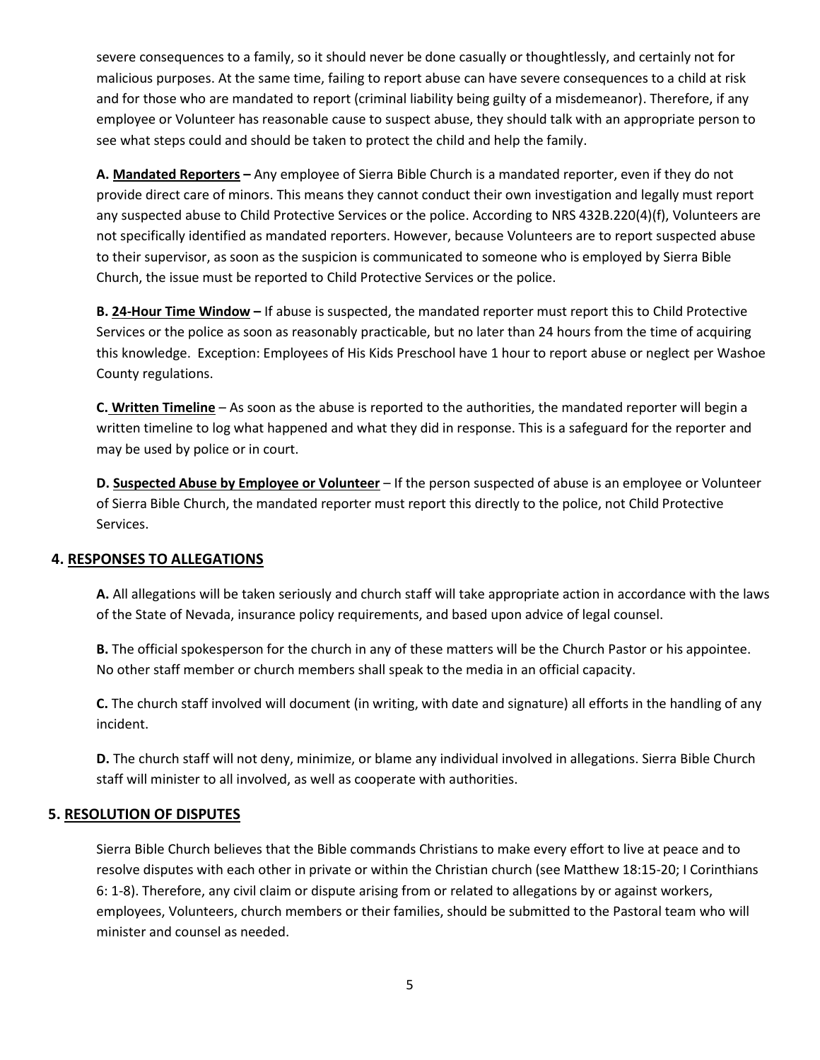severe consequences to a family, so it should never be done casually or thoughtlessly, and certainly not for malicious purposes. At the same time, failing to report abuse can have severe consequences to a child at risk and for those who are mandated to report (criminal liability being guilty of a misdemeanor). Therefore, if any employee or Volunteer has reasonable cause to suspect abuse, they should talk with an appropriate person to see what steps could and should be taken to protect the child and help the family.

**A. Mandated Reporters –** Any employee of Sierra Bible Church is a mandated reporter, even if they do not provide direct care of minors. This means they cannot conduct their own investigation and legally must report any suspected abuse to Child Protective Services or the police. According to NRS 432B.220(4)(f), Volunteers are not specifically identified as mandated reporters. However, because Volunteers are to report suspected abuse to their supervisor, as soon as the suspicion is communicated to someone who is employed by Sierra Bible Church, the issue must be reported to Child Protective Services or the police.

**B. 24-Hour Time Window –** If abuse is suspected, the mandated reporter must report this to Child Protective Services or the police as soon as reasonably practicable, but no later than 24 hours from the time of acquiring this knowledge. Exception: Employees of His Kids Preschool have 1 hour to report abuse or neglect per Washoe County regulations.

**C. Written Timeline** – As soon as the abuse is reported to the authorities, the mandated reporter will begin a written timeline to log what happened and what they did in response. This is a safeguard for the reporter and may be used by police or in court.

**D. Suspected Abuse by Employee or Volunteer** – If the person suspected of abuse is an employee or Volunteer of Sierra Bible Church, the mandated reporter must report this directly to the police, not Child Protective Services.

## 4. RESPONSES TO ALLEGATIONS

**A.** All allegations will be taken seriously and church staff will take appropriate action in accordance with the laws of the State of Nevada, insurance policy requirements, and based upon advice of legal counsel.

**B.** The official spokesperson for the church in any of these matters will be the Church Pastor or his appointee. No other staff member or church members shall speak to the media in an official capacity.

**C.** The church staff involved will document (in writing, with date and signature) all efforts in the handling of any incident.

**D.** The church staff will not deny, minimize, or blame any individual involved in allegations. Sierra Bible Church staff will minister to all involved, as well as cooperate with authorities.

## 5. RESOLUTION OF DISPUTES

Sierra Bible Church believes that the Bible commands Christians to make every effort to live at peace and to resolve disputes with each other in private or within the Christian church (see Matthew 18:15-20; I Corinthians 6: 1-8). Therefore, any civil claim or dispute arising from or related to allegations by or against workers, employees, Volunteers, church members or their families, should be submitted to the Pastoral team who will minister and counsel as needed.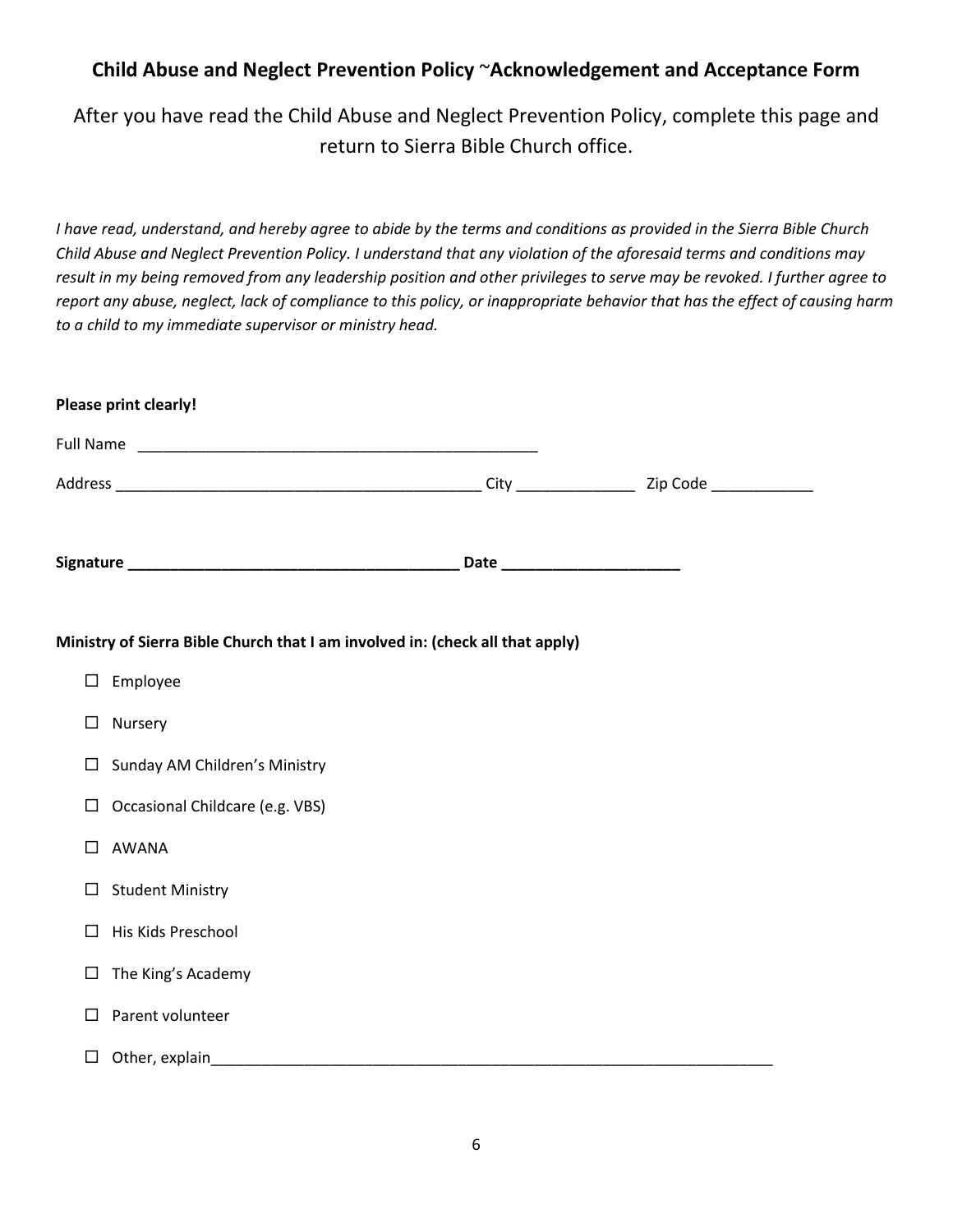## Child Abuse and Neglect Prevention Policy ~Acknowledgement and Acceptance Form

After you have read the Child Abuse and Neglect Prevention Policy, complete this page and return to Sierra Bible Church office.

*I have read, understand, and hereby agree to abide by the terms and conditions as provided in the Sierra Bible Church Child Abuse and Neglect Prevention Policy. I understand that any violation of the aforesaid terms and conditions may result in my being removed from any leadership position and other privileges to serve may be revoked. I further agree to report any abuse, neglect, lack of compliance to this policy, or inappropriate behavior that has the effect of causing harm to a child to my immediate supervisor or ministry head.*

**Please print clearly!**

Full Name _______________________________________________

Address __________________________________________ City ______________ Zip Code ____________

**Signature _______________________________________ Date ____________________**

**Ministry of Sierra Bible Church that I am involved in: (check all that apply)**

- ☐ Employee
- ☐ Nursery
- ☐ Sunday AM Children's Ministry
- ☐ Occasional Childcare (e.g. VBS)
- ☐ AWANA
- ☐ Student Ministry
- ☐ His Kids Preschool
- ☐ The King's Academy
- ☐ Parent volunteer
- ☐ Other, explain__________________________________________________________________